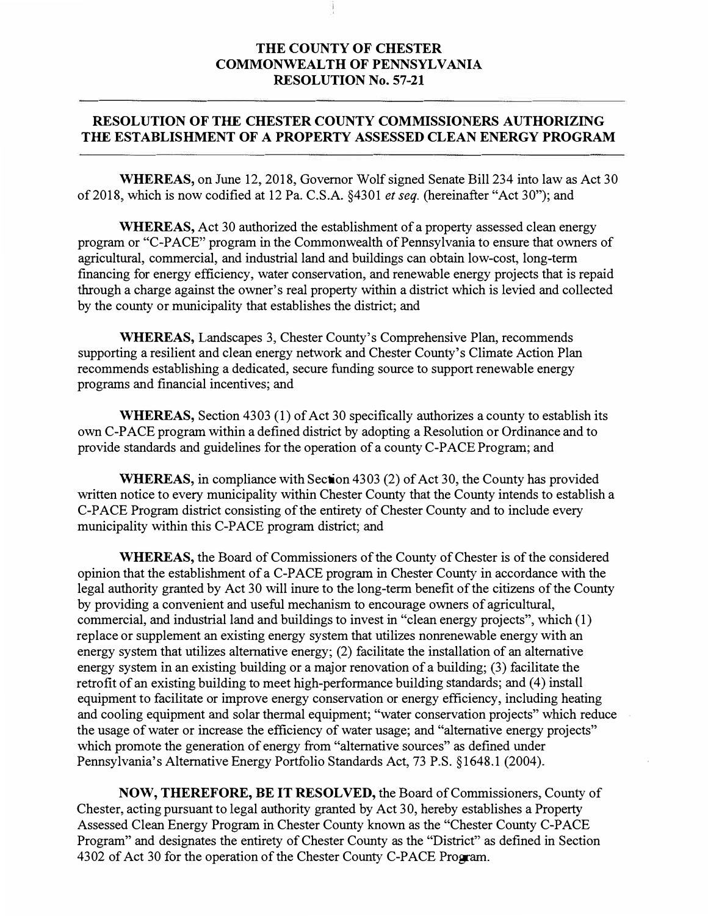# THE COUNTY OF CHESTER
# COMMONWEALTH OF PENNSYLVANIA
# RESOLUTION No. 57-21

## RESOLUTION OF THE CHESTER COUNTY COMMISSIONERS AUTHORIZING THE ESTABLISHMENT OF A PROPERTY ASSESSED CLEAN ENERGY PROGRAM

**WHEREAS,** on June 12, 2018, Governor Wolf signed Senate Bill 234 into law as Act 30 of 2018, which is now codified at 12 Pa. C.S.A. §4301 *et seq.* (hereinafter "Act 30"); and

**WHEREAS,** Act 30 authorized the establishment of a property assessed clean energy program or "C-PACE" program in the Commonwealth of Pennsylvania to ensure that owners of agricultural, commercial, and industrial land and buildings can obtain low-cost, long-term financing for energy efficiency, water conservation, and renewable energy projects that is repaid through a charge against the owner's real property within a district which is levied and collected by the county or municipality that establishes the district; and

**WHEREAS,** Landscapes 3, Chester County's Comprehensive Plan, recommends supporting a resilient and clean energy network and Chester County's Climate Action Plan recommends establishing a dedicated, secure funding source to support renewable energy programs and financial incentives; and

**WHEREAS,** Section 4303 (1) of Act 30 specifically authorizes a county to establish its own C-PACE program within a defined district by adopting a Resolution or Ordinance and to provide standards and guidelines for the operation of a county C-PACE Program; and

**WHEREAS,** in compliance with Section 4303 (2) of Act 30, the County has provided written notice to every municipality within Chester County that the County intends to establish a C-PACE Program district consisting of the entirety of Chester County and to include every municipality within this C-PACE program district; and

**WHEREAS,** the Board of Commissioners of the County of Chester is of the considered opinion that the establishment of a C-PACE program in Chester County in accordance with the legal authority granted by Act 30 will inure to the long-term benefit of the citizens of the County by providing a convenient and useful mechanism to encourage owners of agricultural, commercial, and industrial land and buildings to invest in "clean energy projects", which (1) replace or supplement an existing energy system that utilizes nonrenewable energy with an energy system that utilizes alternative energy; (2) facilitate the installation of an alternative energy system in an existing building or a major renovation of a building; (3) facilitate the retrofit of an existing building to meet high-performance building standards; and (4) install equipment to facilitate or improve energy conservation or energy efficiency, including heating and cooling equipment and solar thermal equipment; "water conservation projects" which reduce the usage of water or increase the efficiency of water usage; and "alternative energy projects" which promote the generation of energy from "alternative sources" as defined under Pennsylvania's Alternative Energy Portfolio Standards Act, 73 P.S. §1648.1 (2004).

**NOW, THEREFORE, BE IT RESOLVED,** the Board of Commissioners, County of Chester, acting pursuant to legal authority granted by Act 30, hereby establishes a Property Assessed Clean Energy Program in Chester County known as the "Chester County C-PACE Program" and designates the entirety of Chester County as the "District" as defined in Section 4302 of Act 30 for the operation of the Chester County C-PACE Program.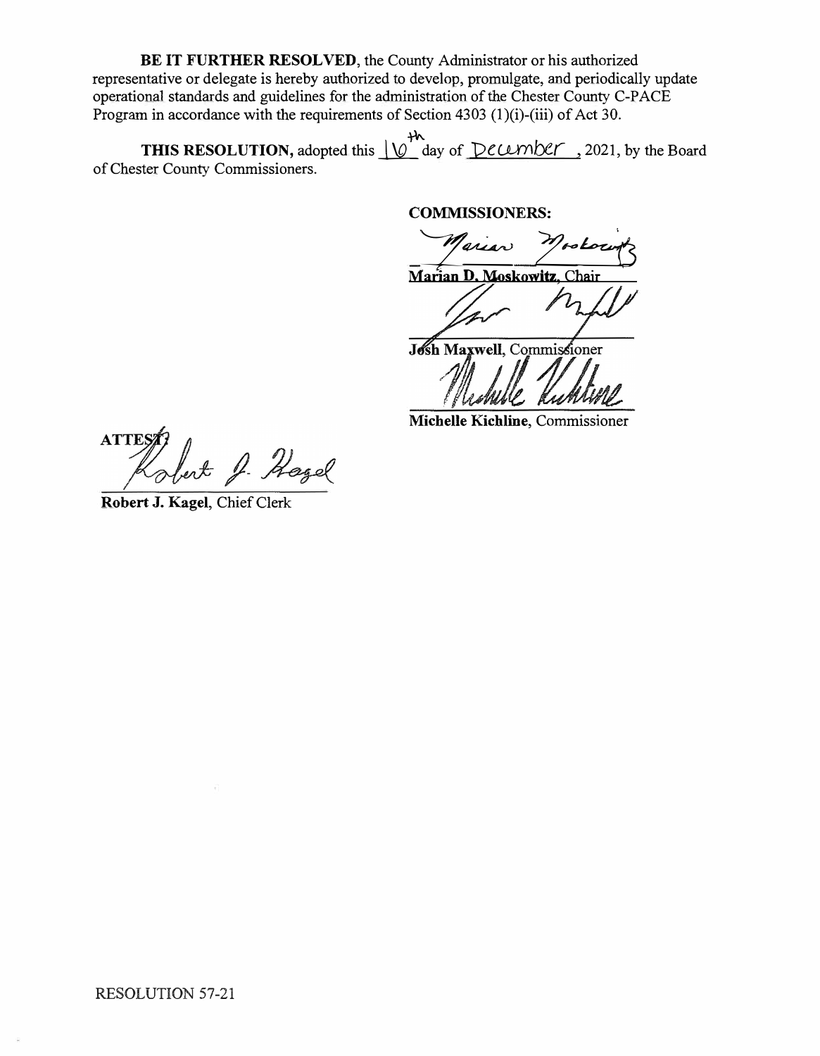**BE IT FURTHER RESOLVED**, the County Administrator or his authorized representative or delegate is hereby authorized to develop, promulgate, and periodically update operational standards and guidelines for the administration of the Chester County C-PACE Program in accordance with the requirements of Section 4303 (1)(i)-(iii) of Act 30.

**THIS RESOLUTION,** adopted this 16th day of December, 2021, by the Board of Chester County Commissioners.

**COMMISSIONERS:**

**Marian D. Moskowitz**, Chair

**Josh Maxwell**, Commissioner

**Michelle Kichline**, Commissioner

**ATTEST:**

**Robert J. Kagel**, Chief Clerk

RESOLUTION 57-21